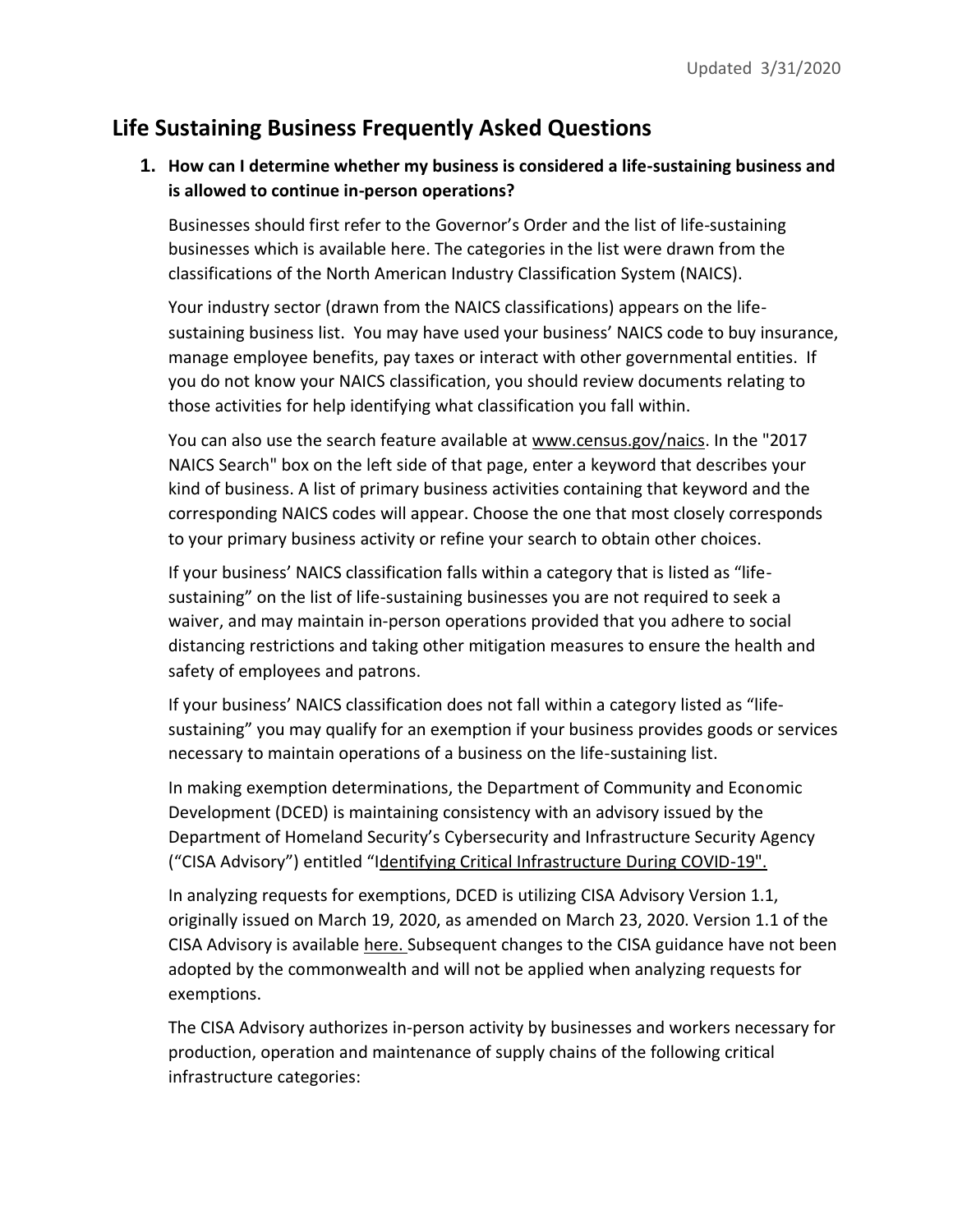Updated 3/31/2020

# Life Sustaining Business Frequently Asked Questions

1. **How can I determine whether my business is considered a life-sustaining business and is allowed to continue in-person operations?**

   Businesses should first refer to the Governor's Order and the list of life-sustaining businesses which is available here. The categories in the list were drawn from the classifications of the North American Industry Classification System (NAICS).

   Your industry sector (drawn from the NAICS classifications) appears on the life-sustaining business list. You may have used your business' NAICS code to buy insurance, manage employee benefits, pay taxes or interact with other governmental entities. If you do not know your NAICS classification, you should review documents relating to those activities for help identifying what classification you fall within.

   You can also use the search feature available at www.census.gov/naics. In the "2017 NAICS Search" box on the left side of that page, enter a keyword that describes your kind of business. A list of primary business activities containing that keyword and the corresponding NAICS codes will appear. Choose the one that most closely corresponds to your primary business activity or refine your search to obtain other choices.

   If your business' NAICS classification falls within a category that is listed as "life-sustaining" on the list of life-sustaining businesses you are not required to seek a waiver, and may maintain in-person operations provided that you adhere to social distancing restrictions and taking other mitigation measures to ensure the health and safety of employees and patrons.

   If your business' NAICS classification does not fall within a category listed as "life-sustaining" you may qualify for an exemption if your business provides goods or services necessary to maintain operations of a business on the life-sustaining list.

   In making exemption determinations, the Department of Community and Economic Development (DCED) is maintaining consistency with an advisory issued by the Department of Homeland Security's Cybersecurity and Infrastructure Security Agency ("CISA Advisory") entitled "Identifying Critical Infrastructure During COVID-19".

   In analyzing requests for exemptions, DCED is utilizing CISA Advisory Version 1.1, originally issued on March 19, 2020, as amended on March 23, 2020. Version 1.1 of the CISA Advisory is available here. Subsequent changes to the CISA guidance have not been adopted by the commonwealth and will not be applied when analyzing requests for exemptions.

   The CISA Advisory authorizes in-person activity by businesses and workers necessary for production, operation and maintenance of supply chains of the following critical infrastructure categories: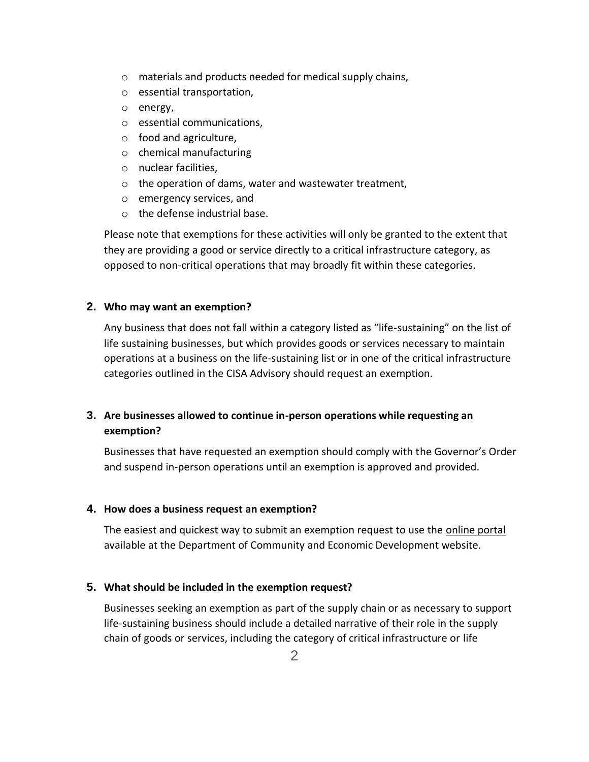- materials and products needed for medical supply chains,
- essential transportation,
- energy,
- essential communications,
- food and agriculture,
- chemical manufacturing
- nuclear facilities,
- the operation of dams, water and wastewater treatment,
- emergency services, and
- the defense industrial base.

Please note that exemptions for these activities will only be granted to the extent that they are providing a good or service directly to a critical infrastructure category, as opposed to non-critical operations that may broadly fit within these categories.

**2. Who may want an exemption?**

Any business that does not fall within a category listed as "life-sustaining" on the list of life sustaining businesses, but which provides goods or services necessary to maintain operations at a business on the life-sustaining list or in one of the critical infrastructure categories outlined in the CISA Advisory should request an exemption.

**3. Are businesses allowed to continue in-person operations while requesting an exemption?**

Businesses that have requested an exemption should comply with the Governor's Order and suspend in-person operations until an exemption is approved and provided.

**4. How does a business request an exemption?**

The easiest and quickest way to submit an exemption request to use the online portal available at the Department of Community and Economic Development website.

**5. What should be included in the exemption request?**

Businesses seeking an exemption as part of the supply chain or as necessary to support life-sustaining business should include a detailed narrative of their role in the supply chain of goods or services, including the category of critical infrastructure or life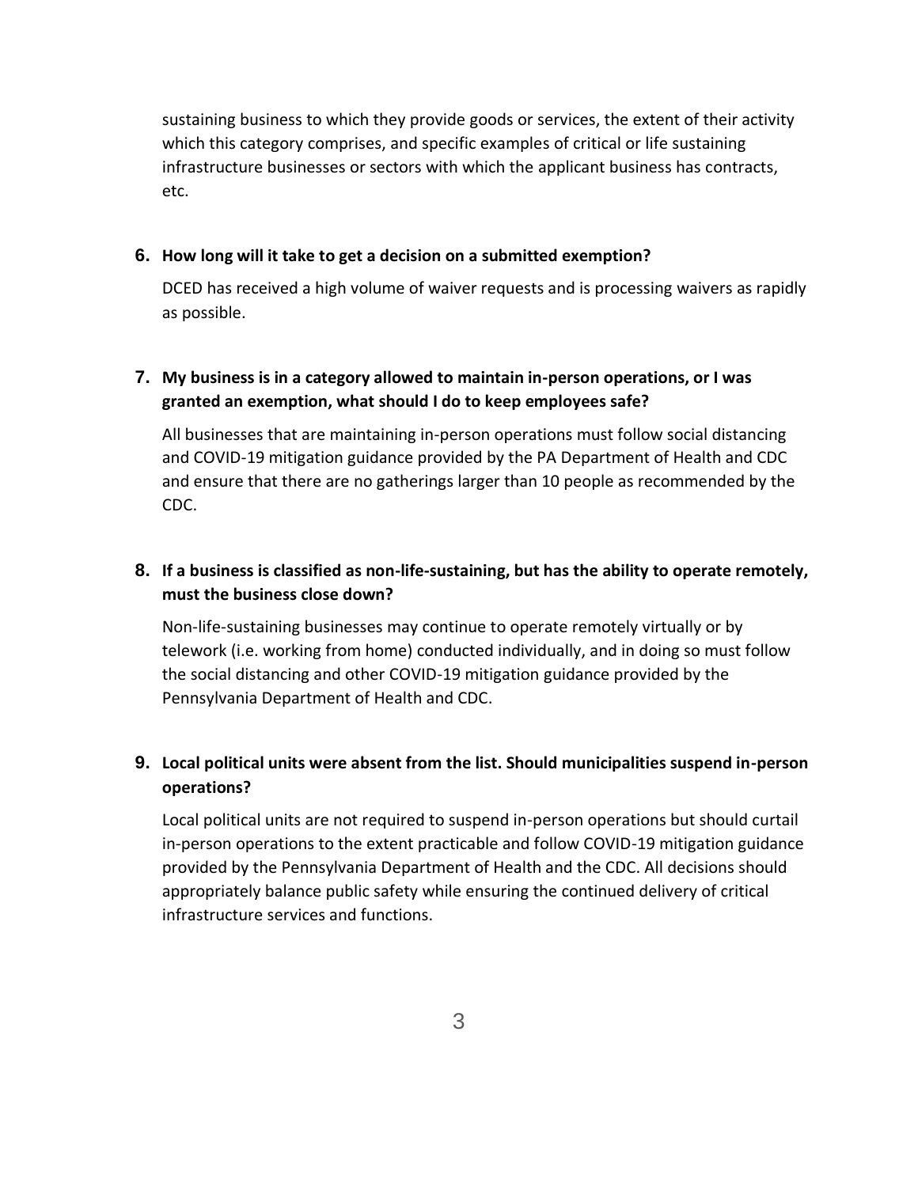sustaining business to which they provide goods or services, the extent of their activity which this category comprises, and specific examples of critical or life sustaining infrastructure businesses or sectors with which the applicant business has contracts, etc.

6. **How long will it take to get a decision on a submitted exemption?**

   DCED has received a high volume of waiver requests and is processing waivers as rapidly as possible.

7. **My business is in a category allowed to maintain in-person operations, or I was granted an exemption, what should I do to keep employees safe?**

   All businesses that are maintaining in-person operations must follow social distancing and COVID-19 mitigation guidance provided by the PA Department of Health and CDC and ensure that there are no gatherings larger than 10 people as recommended by the CDC.

8. **If a business is classified as non-life-sustaining, but has the ability to operate remotely, must the business close down?**

   Non-life-sustaining businesses may continue to operate remotely virtually or by telework (i.e. working from home) conducted individually, and in doing so must follow the social distancing and other COVID-19 mitigation guidance provided by the Pennsylvania Department of Health and CDC.

9. **Local political units were absent from the list. Should municipalities suspend in-person operations?**

   Local political units are not required to suspend in-person operations but should curtail in-person operations to the extent practicable and follow COVID-19 mitigation guidance provided by the Pennsylvania Department of Health and the CDC. All decisions should appropriately balance public safety while ensuring the continued delivery of critical infrastructure services and functions.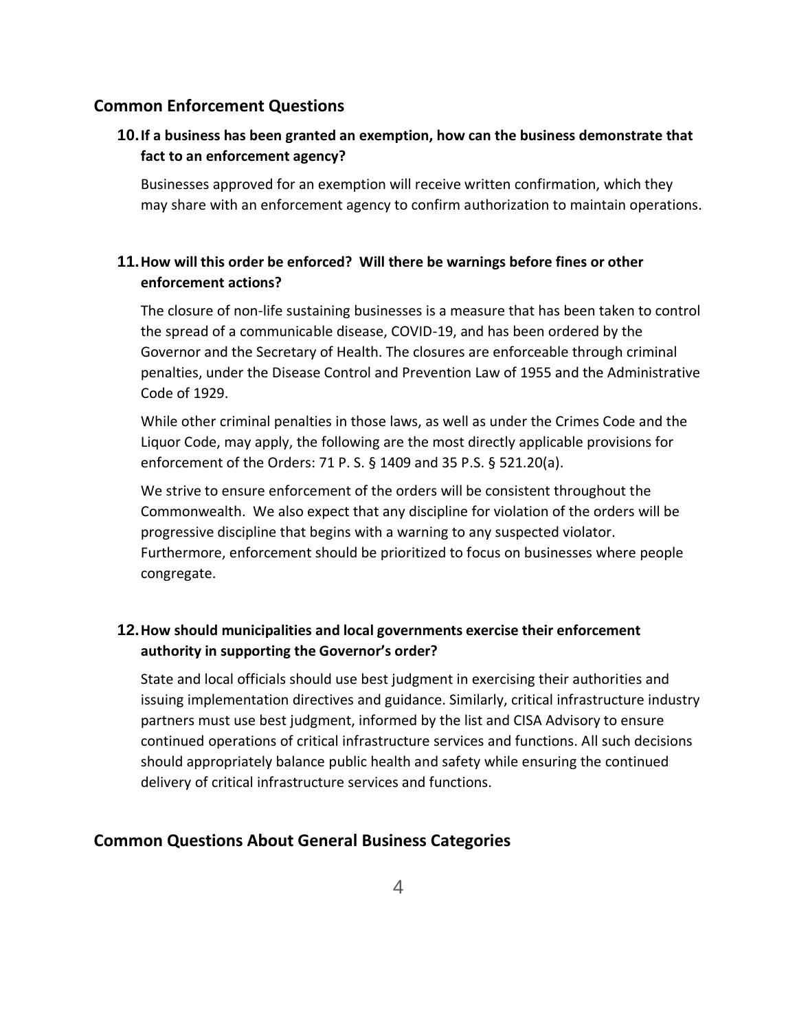## Common Enforcement Questions

### 10. If a business has been granted an exemption, how can the business demonstrate that fact to an enforcement agency?

Businesses approved for an exemption will receive written confirmation, which they may share with an enforcement agency to confirm authorization to maintain operations.

### 11. How will this order be enforced? Will there be warnings before fines or other enforcement actions?

The closure of non-life sustaining businesses is a measure that has been taken to control the spread of a communicable disease, COVID-19, and has been ordered by the Governor and the Secretary of Health. The closures are enforceable through criminal penalties, under the Disease Control and Prevention Law of 1955 and the Administrative Code of 1929.

While other criminal penalties in those laws, as well as under the Crimes Code and the Liquor Code, may apply, the following are the most directly applicable provisions for enforcement of the Orders: 71 P. S. § 1409 and 35 P.S. § 521.20(a).

We strive to ensure enforcement of the orders will be consistent throughout the Commonwealth. We also expect that any discipline for violation of the orders will be progressive discipline that begins with a warning to any suspected violator. Furthermore, enforcement should be prioritized to focus on businesses where people congregate.

### 12. How should municipalities and local governments exercise their enforcement authority in supporting the Governor's order?

State and local officials should use best judgment in exercising their authorities and issuing implementation directives and guidance. Similarly, critical infrastructure industry partners must use best judgment, informed by the list and CISA Advisory to ensure continued operations of critical infrastructure services and functions. All such decisions should appropriately balance public health and safety while ensuring the continued delivery of critical infrastructure services and functions.

## Common Questions About General Business Categories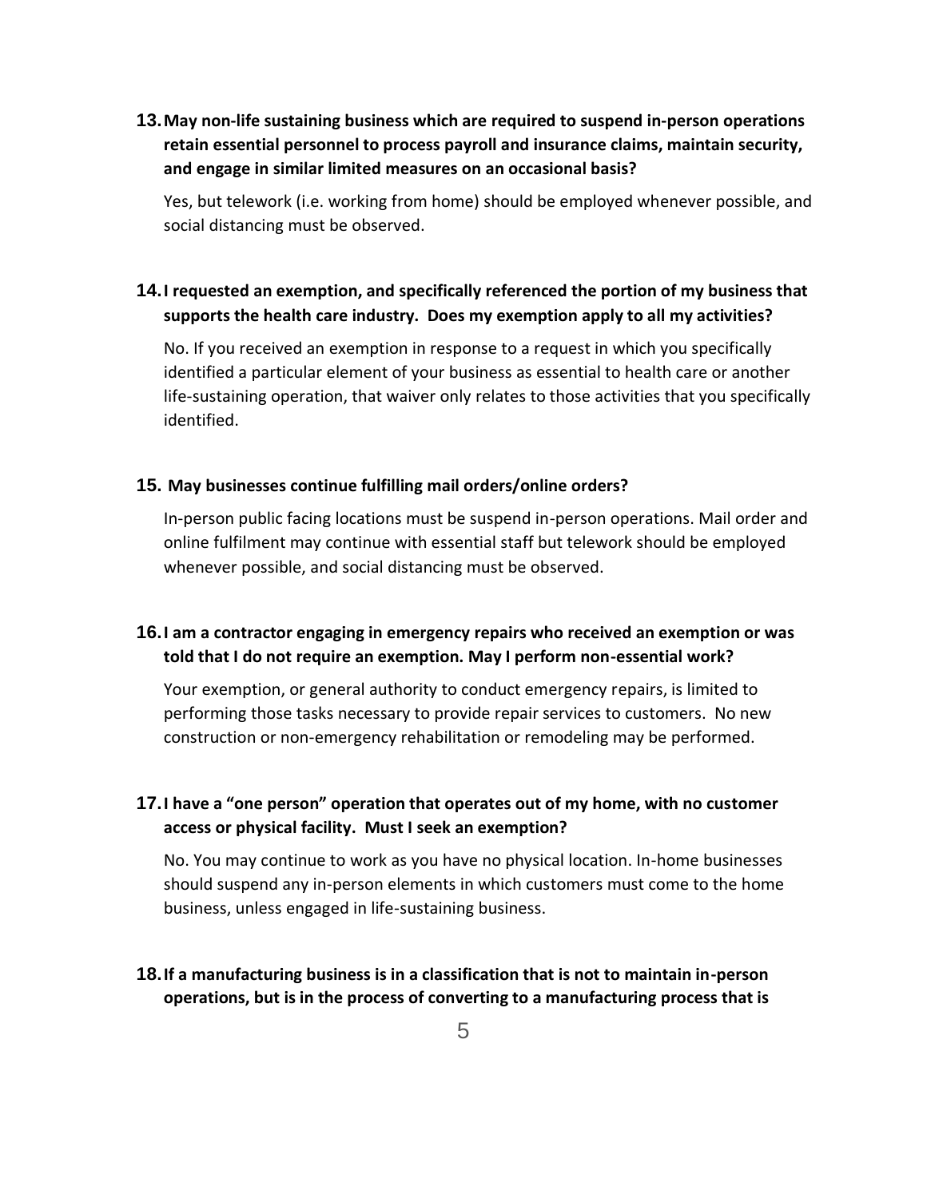**13. May non-life sustaining business which are required to suspend in-person operations retain essential personnel to process payroll and insurance claims, maintain security, and engage in similar limited measures on an occasional basis?**

Yes, but telework (i.e. working from home) should be employed whenever possible, and social distancing must be observed.

**14. I requested an exemption, and specifically referenced the portion of my business that supports the health care industry. Does my exemption apply to all my activities?**

No. If you received an exemption in response to a request in which you specifically identified a particular element of your business as essential to health care or another life-sustaining operation, that waiver only relates to those activities that you specifically identified.

**15. May businesses continue fulfilling mail orders/online orders?**

In-person public facing locations must be suspend in-person operations. Mail order and online fulfilment may continue with essential staff but telework should be employed whenever possible, and social distancing must be observed.

**16. I am a contractor engaging in emergency repairs who received an exemption or was told that I do not require an exemption. May I perform non-essential work?**

Your exemption, or general authority to conduct emergency repairs, is limited to performing those tasks necessary to provide repair services to customers. No new construction or non-emergency rehabilitation or remodeling may be performed.

**17. I have a "one person" operation that operates out of my home, with no customer access or physical facility. Must I seek an exemption?**

No. You may continue to work as you have no physical location. In-home businesses should suspend any in-person elements in which customers must come to the home business, unless engaged in life-sustaining business.

**18. If a manufacturing business is in a classification that is not to maintain in-person operations, but is in the process of converting to a manufacturing process that is**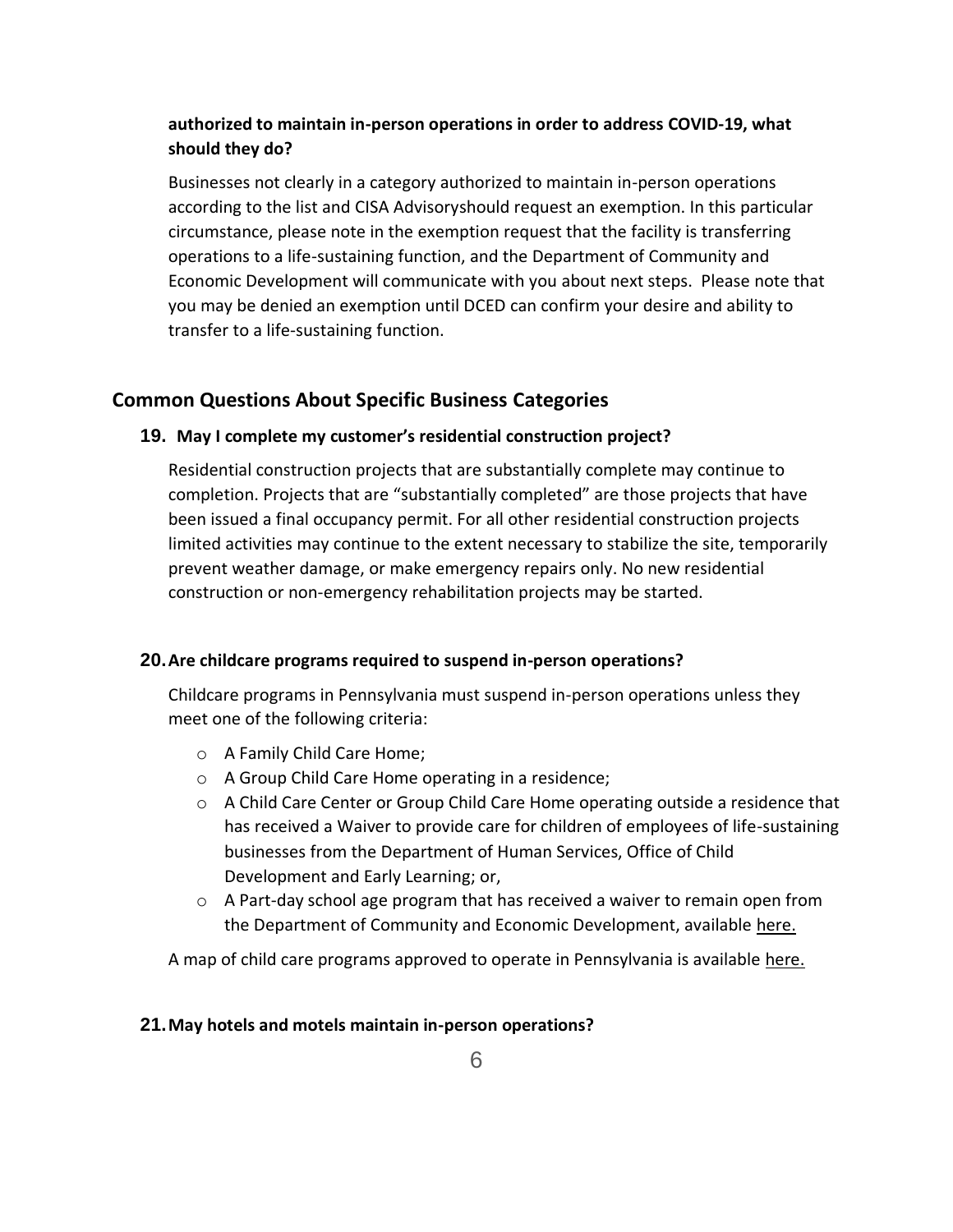**authorized to maintain in-person operations in order to address COVID-19, what should they do?**

Businesses not clearly in a category authorized to maintain in-person operations according to the list and CISA Advisoryshould request an exemption. In this particular circumstance, please note in the exemption request that the facility is transferring operations to a life-sustaining function, and the Department of Community and Economic Development will communicate with you about next steps. Please note that you may be denied an exemption until DCED can confirm your desire and ability to transfer to a life-sustaining function.

## Common Questions About Specific Business Categories

### 19. May I complete my customer's residential construction project?

Residential construction projects that are substantially complete may continue to completion. Projects that are "substantially completed" are those projects that have been issued a final occupancy permit. For all other residential construction projects limited activities may continue to the extent necessary to stabilize the site, temporarily prevent weather damage, or make emergency repairs only. No new residential construction or non-emergency rehabilitation projects may be started.

### 20. Are childcare programs required to suspend in-person operations?

Childcare programs in Pennsylvania must suspend in-person operations unless they meet one of the following criteria:

- A Family Child Care Home;
- A Group Child Care Home operating in a residence;
- A Child Care Center or Group Child Care Home operating outside a residence that has received a Waiver to provide care for children of employees of life-sustaining businesses from the Department of Human Services, Office of Child Development and Early Learning; or,
- A Part-day school age program that has received a waiver to remain open from the Department of Community and Economic Development, available here.

A map of child care programs approved to operate in Pennsylvania is available here.

### 21. May hotels and motels maintain in-person operations?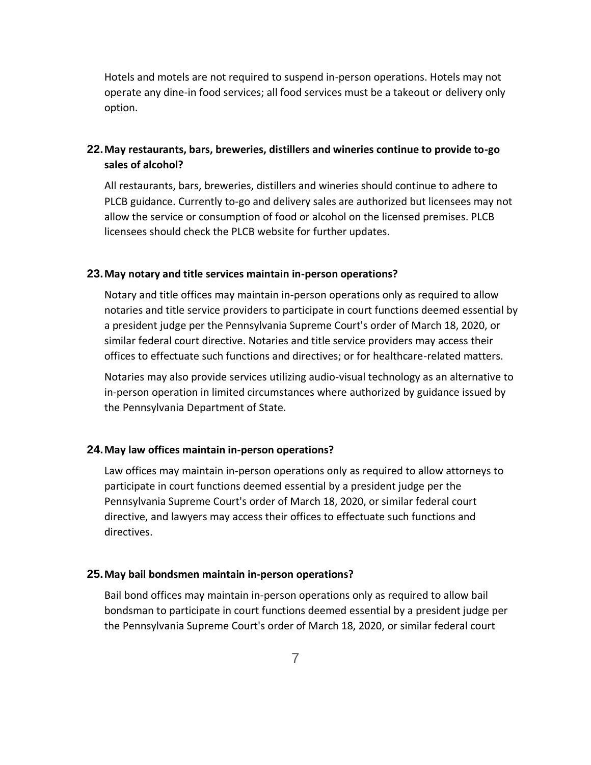Hotels and motels are not required to suspend in-person operations. Hotels may not operate any dine-in food services; all food services must be a takeout or delivery only option.

**22. May restaurants, bars, breweries, distillers and wineries continue to provide to-go sales of alcohol?**

All restaurants, bars, breweries, distillers and wineries should continue to adhere to PLCB guidance. Currently to-go and delivery sales are authorized but licensees may not allow the service or consumption of food or alcohol on the licensed premises. PLCB licensees should check the PLCB website for further updates.

**23. May notary and title services maintain in-person operations?**

Notary and title offices may maintain in-person operations only as required to allow notaries and title service providers to participate in court functions deemed essential by a president judge per the Pennsylvania Supreme Court's order of March 18, 2020, or similar federal court directive. Notaries and title service providers may access their offices to effectuate such functions and directives; or for healthcare-related matters.

Notaries may also provide services utilizing audio-visual technology as an alternative to in-person operation in limited circumstances where authorized by guidance issued by the Pennsylvania Department of State.

**24. May law offices maintain in-person operations?**

Law offices may maintain in-person operations only as required to allow attorneys to participate in court functions deemed essential by a president judge per the Pennsylvania Supreme Court's order of March 18, 2020, or similar federal court directive, and lawyers may access their offices to effectuate such functions and directives.

**25. May bail bondsmen maintain in-person operations?**

Bail bond offices may maintain in-person operations only as required to allow bail bondsman to participate in court functions deemed essential by a president judge per the Pennsylvania Supreme Court's order of March 18, 2020, or similar federal court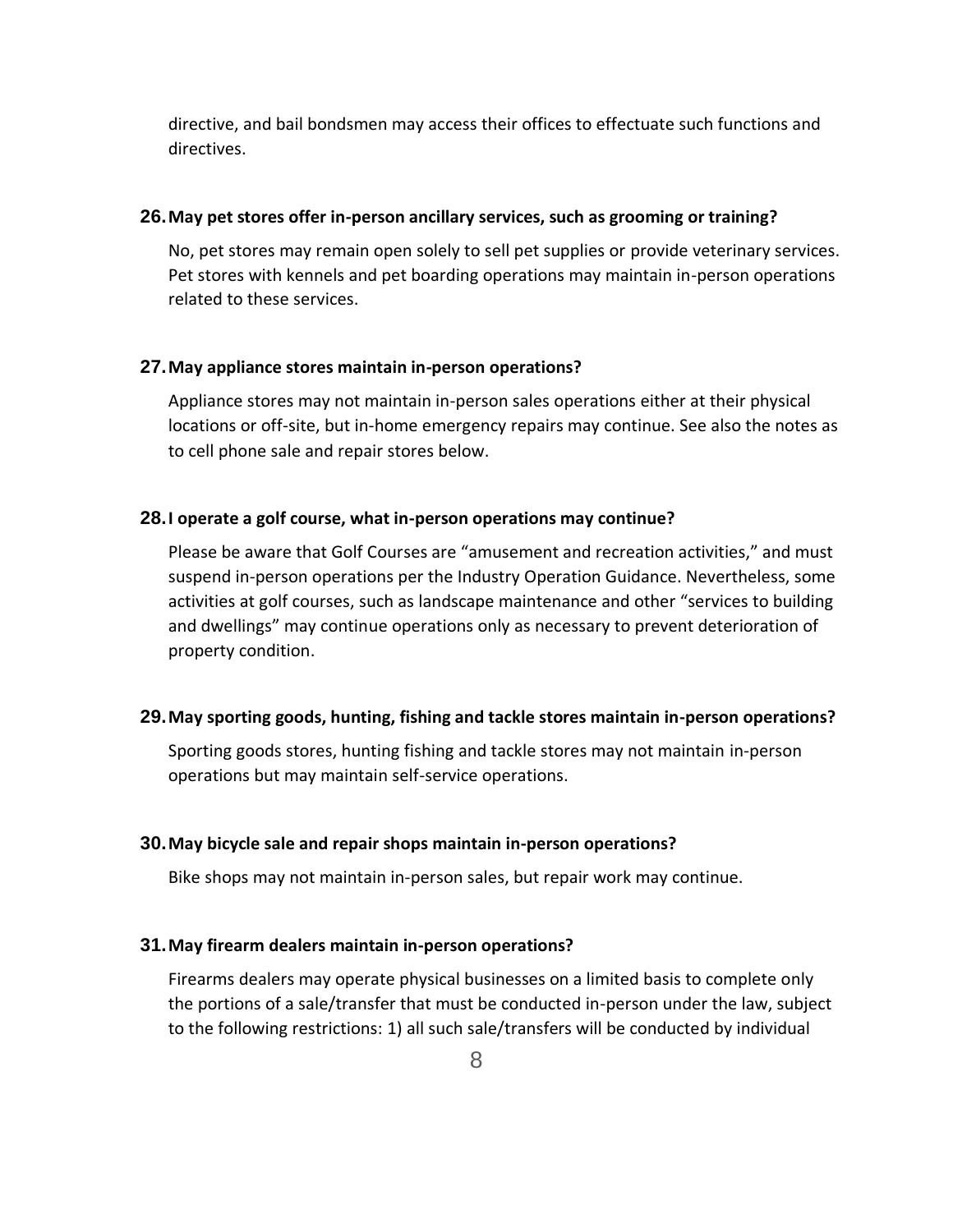directive, and bail bondsmen may access their offices to effectuate such functions and directives.

**26. May pet stores offer in-person ancillary services, such as grooming or training?**

No, pet stores may remain open solely to sell pet supplies or provide veterinary services. Pet stores with kennels and pet boarding operations may maintain in-person operations related to these services.

**27. May appliance stores maintain in-person operations?**

Appliance stores may not maintain in-person sales operations either at their physical locations or off-site, but in-home emergency repairs may continue. See also the notes as to cell phone sale and repair stores below.

**28. I operate a golf course, what in-person operations may continue?**

Please be aware that Golf Courses are "amusement and recreation activities," and must suspend in-person operations per the Industry Operation Guidance. Nevertheless, some activities at golf courses, such as landscape maintenance and other "services to building and dwellings" may continue operations only as necessary to prevent deterioration of property condition.

**29. May sporting goods, hunting, fishing and tackle stores maintain in-person operations?**

Sporting goods stores, hunting fishing and tackle stores may not maintain in-person operations but may maintain self-service operations.

**30. May bicycle sale and repair shops maintain in-person operations?**

Bike shops may not maintain in-person sales, but repair work may continue.

**31. May firearm dealers maintain in-person operations?**

Firearms dealers may operate physical businesses on a limited basis to complete only the portions of a sale/transfer that must be conducted in-person under the law, subject to the following restrictions: 1) all such sale/transfers will be conducted by individual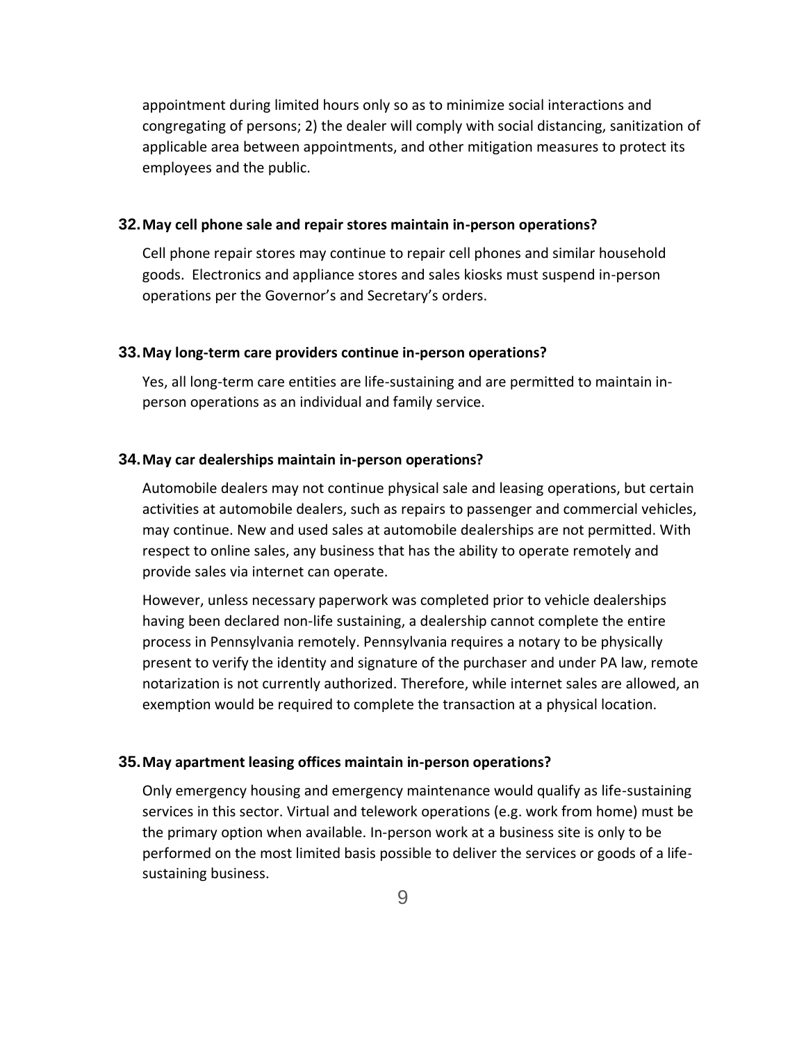appointment during limited hours only so as to minimize social interactions and congregating of persons; 2) the dealer will comply with social distancing, sanitization of applicable area between appointments, and other mitigation measures to protect its employees and the public.

### 32. May cell phone sale and repair stores maintain in-person operations?

Cell phone repair stores may continue to repair cell phones and similar household goods. Electronics and appliance stores and sales kiosks must suspend in-person operations per the Governor's and Secretary's orders.

### 33. May long-term care providers continue in-person operations?

Yes, all long-term care entities are life-sustaining and are permitted to maintain in-person operations as an individual and family service.

### 34. May car dealerships maintain in-person operations?

Automobile dealers may not continue physical sale and leasing operations, but certain activities at automobile dealers, such as repairs to passenger and commercial vehicles, may continue. New and used sales at automobile dealerships are not permitted. With respect to online sales, any business that has the ability to operate remotely and provide sales via internet can operate.

However, unless necessary paperwork was completed prior to vehicle dealerships having been declared non-life sustaining, a dealership cannot complete the entire process in Pennsylvania remotely. Pennsylvania requires a notary to be physically present to verify the identity and signature of the purchaser and under PA law, remote notarization is not currently authorized. Therefore, while internet sales are allowed, an exemption would be required to complete the transaction at a physical location.

### 35. May apartment leasing offices maintain in-person operations?

Only emergency housing and emergency maintenance would qualify as life-sustaining services in this sector. Virtual and telework operations (e.g. work from home) must be the primary option when available. In-person work at a business site is only to be performed on the most limited basis possible to deliver the services or goods of a life-sustaining business.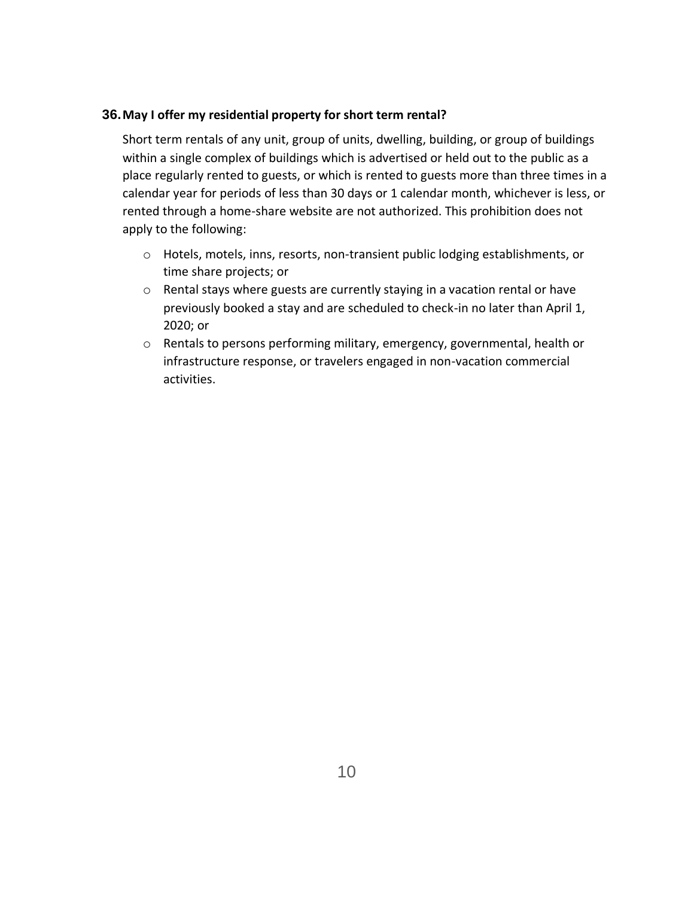**36. May I offer my residential property for short term rental?**

Short term rentals of any unit, group of units, dwelling, building, or group of buildings within a single complex of buildings which is advertised or held out to the public as a place regularly rented to guests, or which is rented to guests more than three times in a calendar year for periods of less than 30 days or 1 calendar month, whichever is less, or rented through a home-share website are not authorized. This prohibition does not apply to the following:

- Hotels, motels, inns, resorts, non-transient public lodging establishments, or time share projects; or
- Rental stays where guests are currently staying in a vacation rental or have previously booked a stay and are scheduled to check-in no later than April 1, 2020; or
- Rentals to persons performing military, emergency, governmental, health or infrastructure response, or travelers engaged in non-vacation commercial activities.